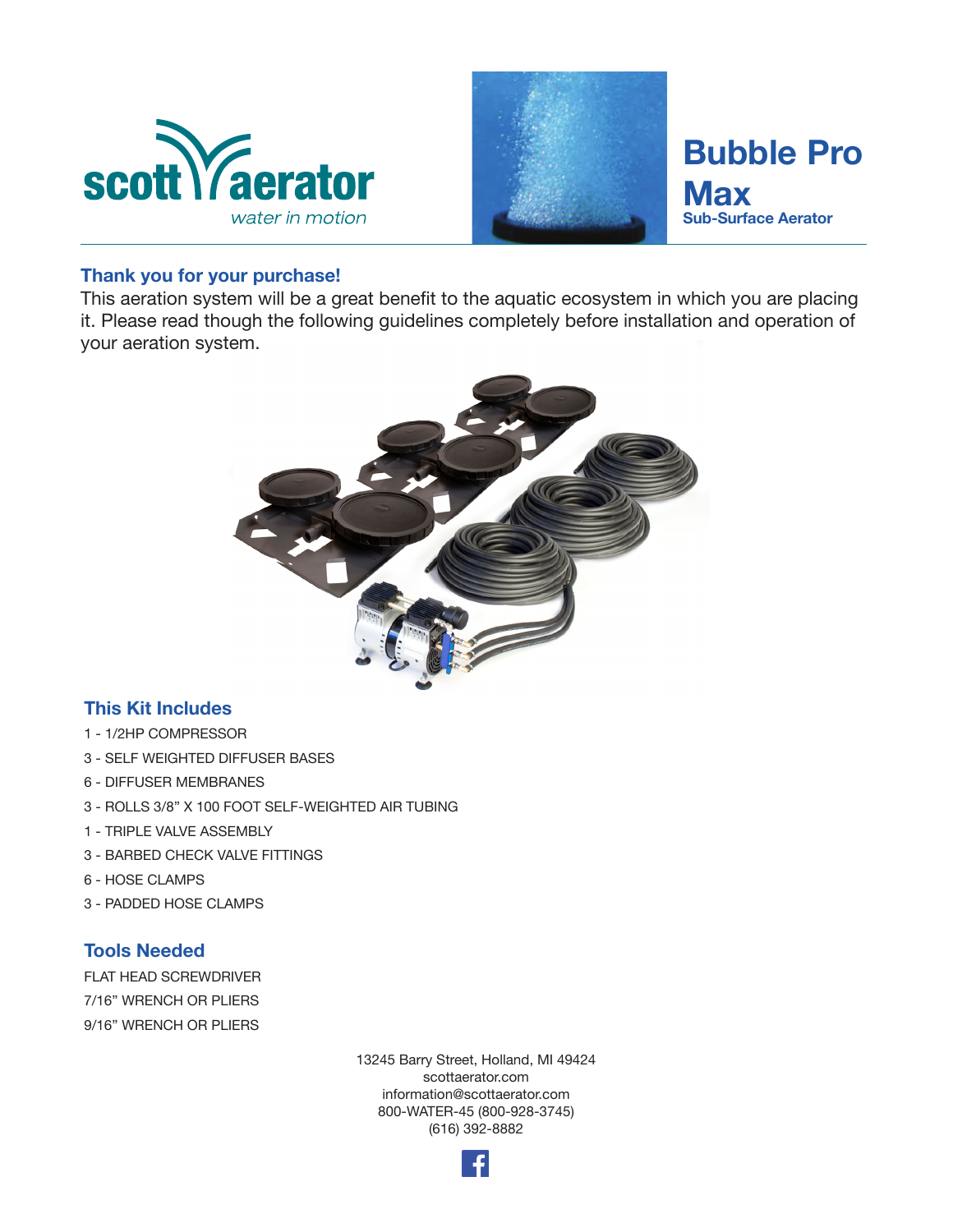scott aerator
*water in motion*

# Bubble Pro Max

**Sub-Surface Aerator**

## Thank you for your purchase!

This aeration system will be a great benefit to the aquatic ecosystem in which you are placing it. Please read though the following guidelines completely before installation and operation of your aeration system.

## This Kit Includes

- 1 - 1/2HP COMPRESSOR
- 3 - SELF WEIGHTED DIFFUSER BASES
- 6 - DIFFUSER MEMBRANES
- 3 - ROLLS 3/8" X 100 FOOT SELF-WEIGHTED AIR TUBING
- 1 - TRIPLE VALVE ASSEMBLY
- 3 - BARBED CHECK VALVE FITTINGS
- 6 - HOSE CLAMPS
- 3 - PADDED HOSE CLAMPS

## Tools Needed

- FLAT HEAD SCREWDRIVER
- 7/16" WRENCH OR PLIERS
- 9/16" WRENCH OR PLIERS

13245 Barry Street, Holland, MI 49424
scottaerator.com
information@scottaerator.com
800-WATER-45 (800-928-3745)
(616) 392-8882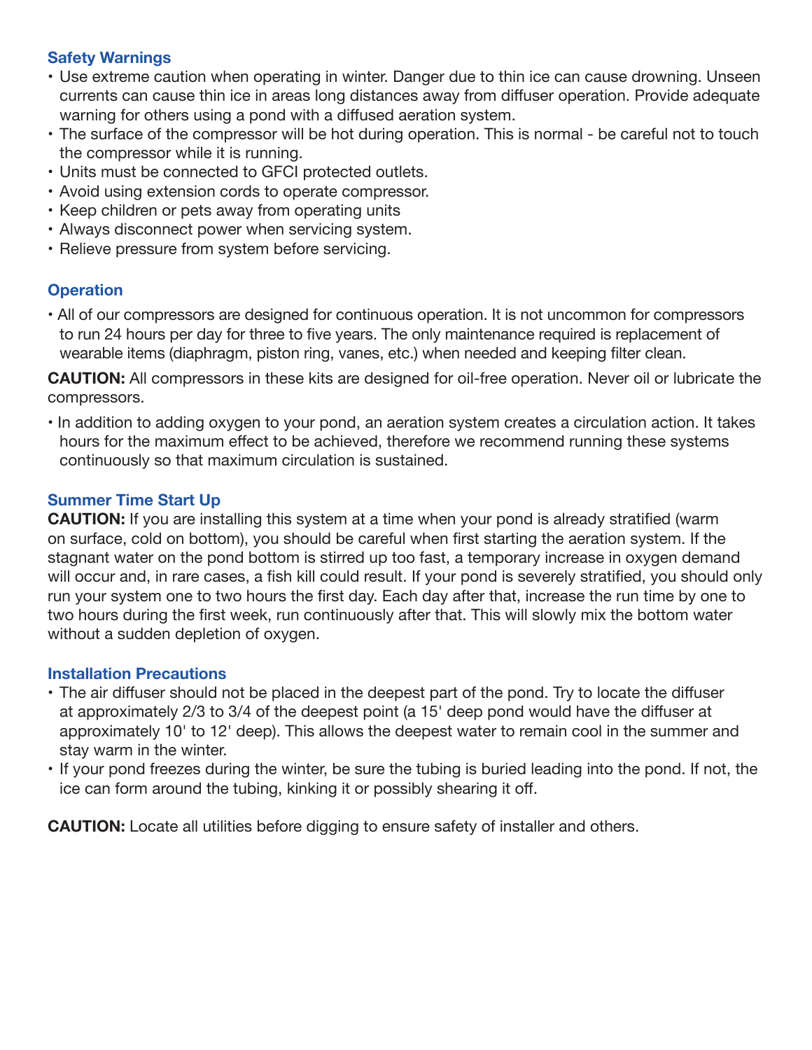## Safety Warnings

- Use extreme caution when operating in winter. Danger due to thin ice can cause drowning. Unseen currents can cause thin ice in areas long distances away from diffuser operation. Provide adequate warning for others using a pond with a diffused aeration system.
- The surface of the compressor will be hot during operation. This is normal - be careful not to touch the compressor while it is running.
- Units must be connected to GFCI protected outlets.
- Avoid using extension cords to operate compressor.
- Keep children or pets away from operating units
- Always disconnect power when servicing system.
- Relieve pressure from system before servicing.

## Operation

- All of our compressors are designed for continuous operation. It is not uncommon for compressors to run 24 hours per day for three to five years. The only maintenance required is replacement of wearable items (diaphragm, piston ring, vanes, etc.) when needed and keeping filter clean.

**CAUTION:** All compressors in these kits are designed for oil-free operation. Never oil or lubricate the compressors.

- In addition to adding oxygen to your pond, an aeration system creates a circulation action. It takes hours for the maximum effect to be achieved, therefore we recommend running these systems continuously so that maximum circulation is sustained.

## Summer Time Start Up

**CAUTION:** If you are installing this system at a time when your pond is already stratified (warm on surface, cold on bottom), you should be careful when first starting the aeration system. If the stagnant water on the pond bottom is stirred up too fast, a temporary increase in oxygen demand will occur and, in rare cases, a fish kill could result. If your pond is severely stratified, you should only run your system one to two hours the first day. Each day after that, increase the run time by one to two hours during the first week, run continuously after that. This will slowly mix the bottom water without a sudden depletion of oxygen.

## Installation Precautions

- The air diffuser should not be placed in the deepest part of the pond. Try to locate the diffuser at approximately 2/3 to 3/4 of the deepest point (a 15' deep pond would have the diffuser at approximately 10' to 12' deep). This allows the deepest water to remain cool in the summer and stay warm in the winter.
- If your pond freezes during the winter, be sure the tubing is buried leading into the pond. If not, the ice can form around the tubing, kinking it or possibly shearing it off.

**CAUTION:** Locate all utilities before digging to ensure safety of installer and others.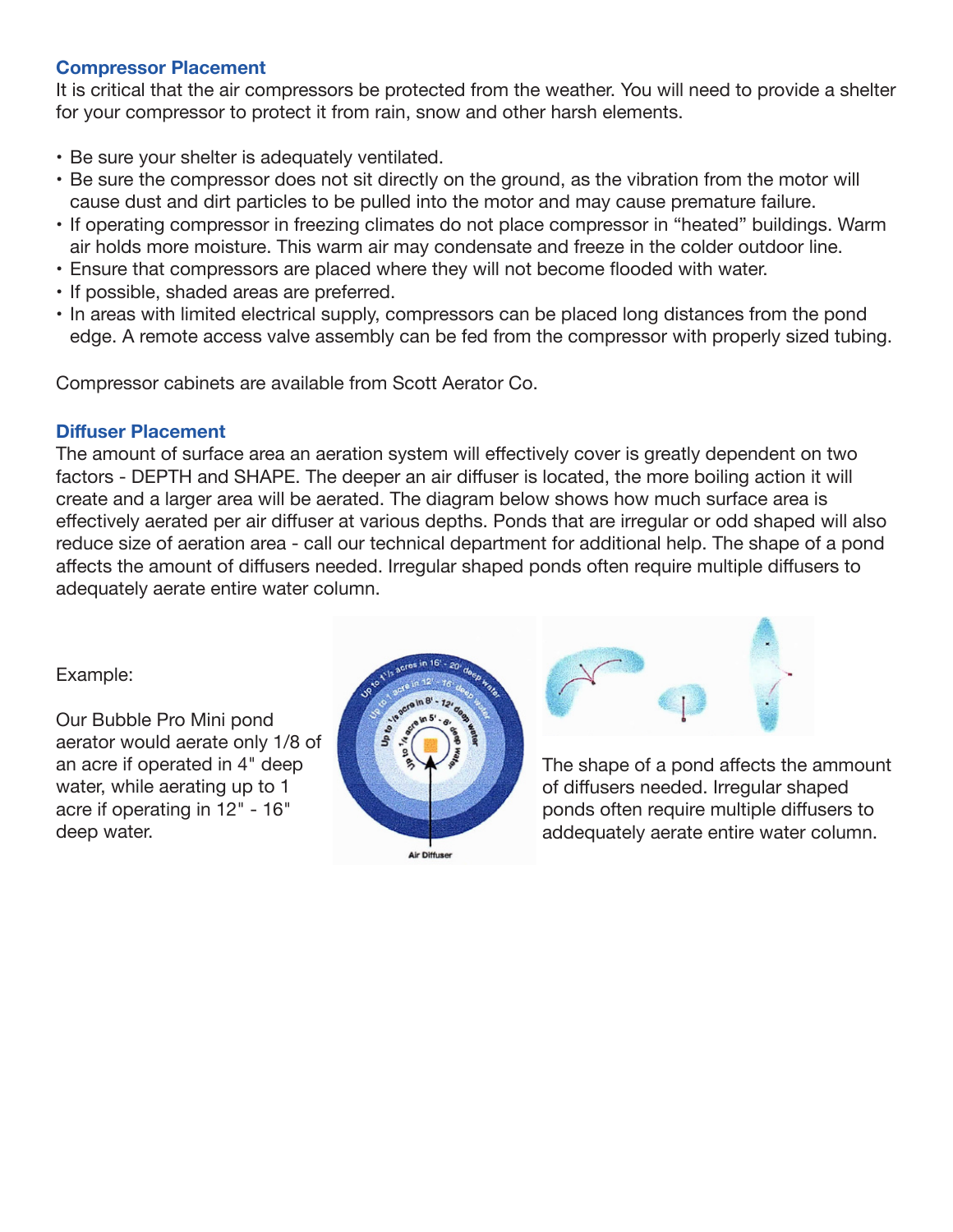## Compressor Placement

It is critical that the air compressors be protected from the weather. You will need to provide a shelter for your compressor to protect it from rain, snow and other harsh elements.

- Be sure your shelter is adequately ventilated.
- Be sure the compressor does not sit directly on the ground, as the vibration from the motor will cause dust and dirt particles to be pulled into the motor and may cause premature failure.
- If operating compressor in freezing climates do not place compressor in "heated" buildings. Warm air holds more moisture. This warm air may condensate and freeze in the colder outdoor line.
- Ensure that compressors are placed where they will not become flooded with water.
- If possible, shaded areas are preferred.
- In areas with limited electrical supply, compressors can be placed long distances from the pond edge. A remote access valve assembly can be fed from the compressor with properly sized tubing.

Compressor cabinets are available from Scott Aerator Co.

## Diffuser Placement

The amount of surface area an aeration system will effectively cover is greatly dependent on two factors - DEPTH and SHAPE. The deeper an air diffuser is located, the more boiling action it will create and a larger area will be aerated. The diagram below shows how much surface area is effectively aerated per air diffuser at various depths. Ponds that are irregular or odd shaped will also reduce size of aeration area - call our technical department for additional help. The shape of a pond affects the amount of diffusers needed. Irregular shaped ponds often require multiple diffusers to adequately aerate entire water column.

Example:

Our Bubble Pro Mini pond aerator would aerate only 1/8 of an acre if operated in 4" deep water, while aerating up to 1 acre if operating in 12" - 16" deep water.

The shape of a pond affects the ammount of diffusers needed. Irregular shaped ponds often require multiple diffusers to addequately aerate entire water column.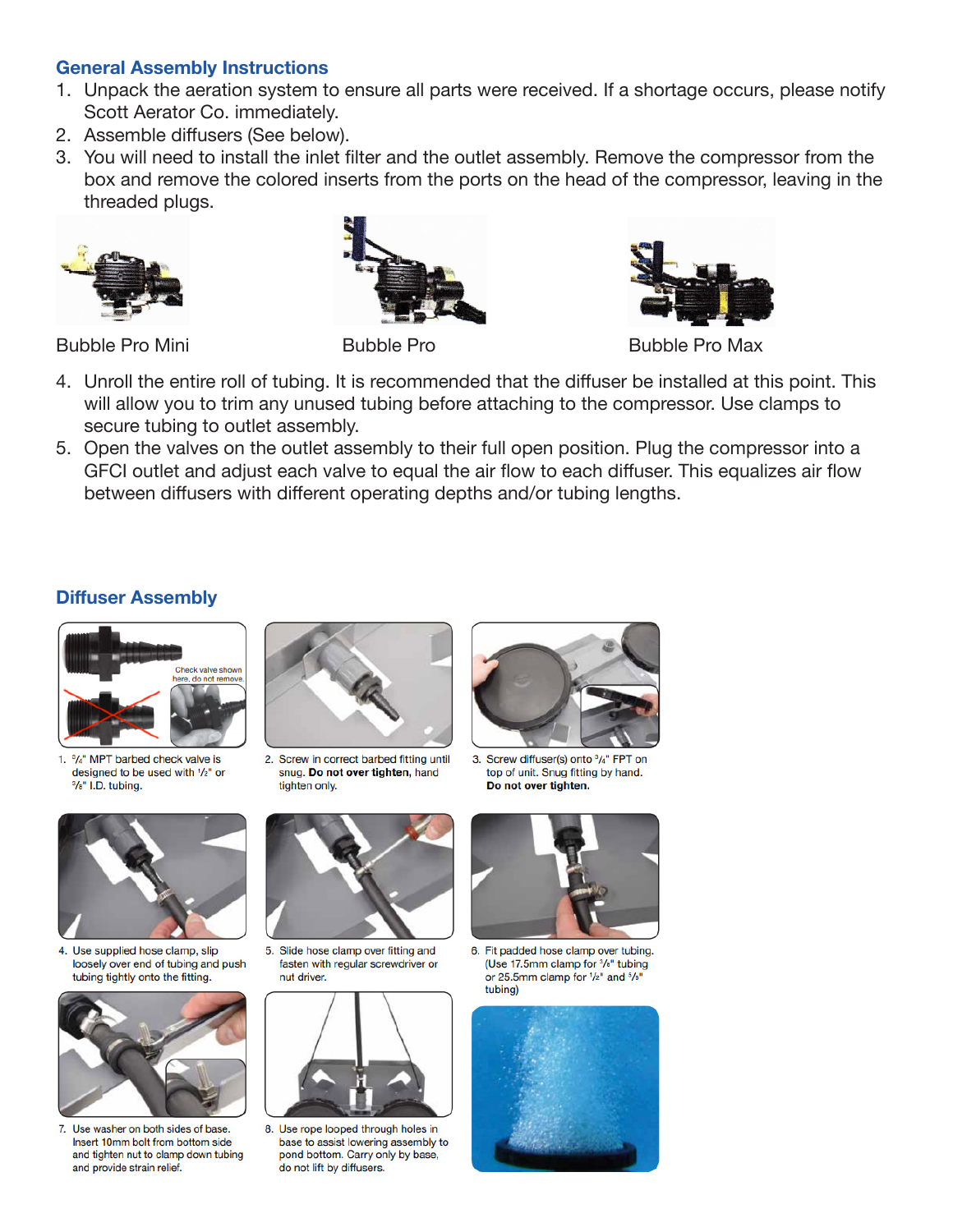## General Assembly Instructions

1. Unpack the aeration system to ensure all parts were received. If a shortage occurs, please notify Scott Aerator Co. immediately.
2. Assemble diffusers (See below).
3. You will need to install the inlet filter and the outlet assembly. Remove the compressor from the box and remove the colored inserts from the ports on the head of the compressor, leaving in the threaded plugs.

Bubble Pro Mini

Bubble Pro

Bubble Pro Max

4. Unroll the entire roll of tubing. It is recommended that the diffuser be installed at this point. This will allow you to trim any unused tubing before attaching to the compressor. Use clamps to secure tubing to outlet assembly.
5. Open the valves on the outlet assembly to their full open position. Plug the compressor into a GFCI outlet and adjust each valve to equal the air flow to each diffuser. This equalizes air flow between diffusers with different operating depths and/or tubing lengths.

## Diffuser Assembly

Check valve shown here, do not remove.

1. 3/4" MPT barbed check valve is designed to be used with 1/2" or 5/8" I.D. tubing.
2. Screw in correct barbed fitting until snug. **Do not over tighten**, hand tighten only.
3. Screw diffuser(s) onto 3/4" FPT on top of unit. Snug fitting by hand. **Do not over tighten.**
4. Use supplied hose clamp, slip loosely over end of tubing and push tubing tightly onto the fitting.
5. Slide hose clamp over fitting and fasten with regular screwdriver or nut driver.
6. Fit padded hose clamp over tubing. (Use 17.5mm clamp for 3/8" tubing or 25.5mm clamp for 1/2" and 5/8" tubing)
7. Use washer on both sides of base. Insert 10mm bolt from bottom side and tighten nut to clamp down tubing and provide strain relief.
8. Use rope looped through holes in base to assist lowering assembly to pond bottom. Carry only by base, do not lift by diffusers.